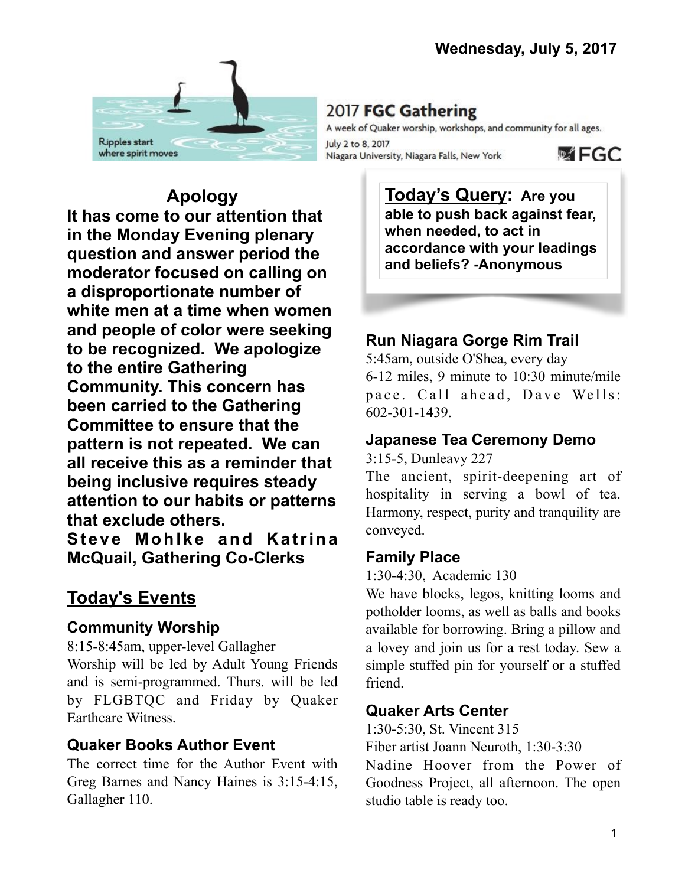Wednesday, July 5, 2017

Ripples start where spirit moves

# 2017 FGC Gathering

A week of Quaker worship, workshops, and community for all ages.

July 2 to 8, 2017
Niagara University, Niagara Falls, New York

FGC

## Apology

**It has come to our attention that in the Monday Evening plenary question and answer period the moderator focused on calling on a disproportionate number of white men at a time when women and people of color were seeking to be recognized. We apologize to the entire Gathering Community. This concern has been carried to the Gathering Committee to ensure that the pattern is not repeated. We can all receive this as a reminder that being inclusive requires steady attention to our habits or patterns that exclude others.**

**Steve Mohlke and Katrina McQuail, Gathering Co-Clerks**

## Today's Events

### Community Worship

8:15-8:45am, upper-level Gallagher

Worship will be led by Adult Young Friends and is semi-programmed. Thurs. will be led by FLGBTQC and Friday by Quaker Earthcare Witness.

### Quaker Books Author Event

The correct time for the Author Event with Greg Barnes and Nancy Haines is 3:15-4:15, Gallagher 110.

**Today's Query: Are you able to push back against fear, when needed, to act in accordance with your leadings and beliefs? -Anonymous**

### Run Niagara Gorge Rim Trail

5:45am, outside O'Shea, every day

6-12 miles, 9 minute to 10:30 minute/mile pace. Call ahead, Dave Wells: 602-301-1439.

### Japanese Tea Ceremony Demo

3:15-5, Dunleavy 227

The ancient, spirit-deepening art of hospitality in serving a bowl of tea. Harmony, respect, purity and tranquility are conveyed.

### Family Place

1:30-4:30, Academic 130

We have blocks, legos, knitting looms and potholder looms, as well as balls and books available for borrowing. Bring a pillow and a lovey and join us for a rest today. Sew a simple stuffed pin for yourself or a stuffed friend.

### Quaker Arts Center

1:30-5:30, St. Vincent 315

Fiber artist Joann Neuroth, 1:30-3:30

Nadine Hoover from the Power of Goodness Project, all afternoon. The open studio table is ready too.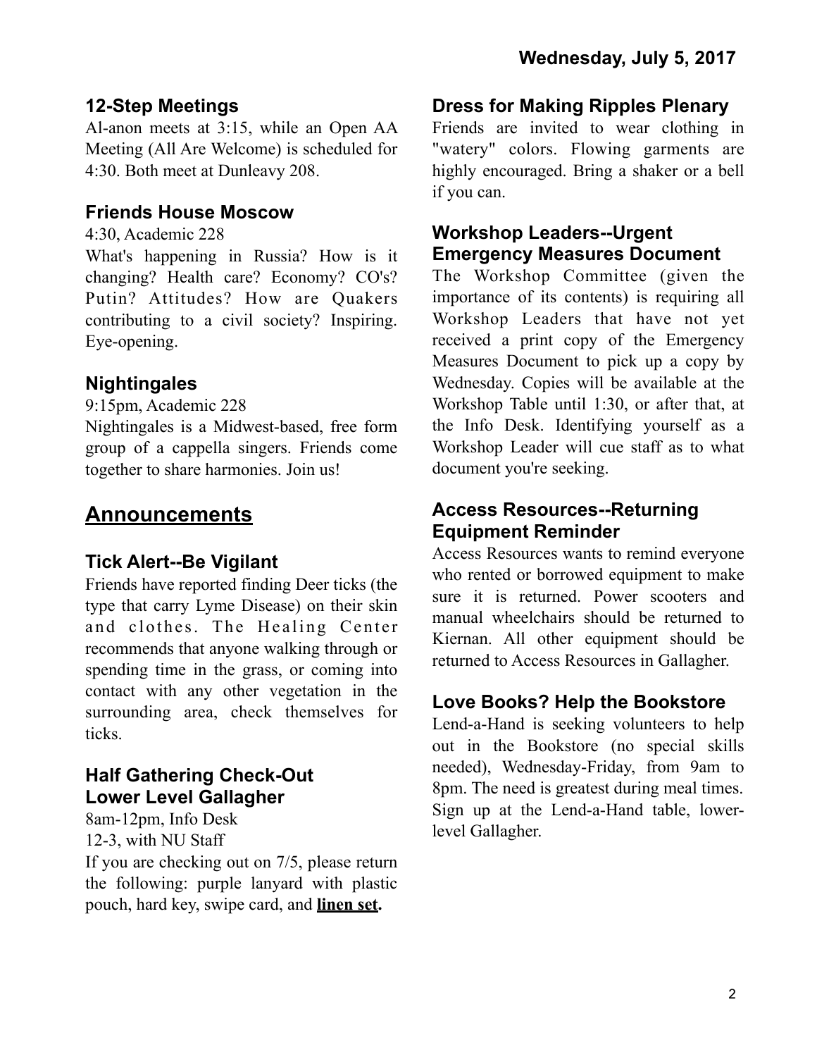### 12-Step Meetings

Al-anon meets at 3:15, while an Open AA Meeting (All Are Welcome) is scheduled for 4:30. Both meet at Dunleavy 208.

### Friends House Moscow

4:30, Academic 228

What's happening in Russia? How is it changing? Health care? Economy? CO's? Putin? Attitudes? How are Quakers contributing to a civil society? Inspiring. Eye-opening.

### Nightingales

9:15pm, Academic 228

Nightingales is a Midwest-based, free form group of a cappella singers. Friends come together to share harmonies. Join us!

## Announcements

### Tick Alert--Be Vigilant

Friends have reported finding Deer ticks (the type that carry Lyme Disease) on their skin and clothes. The Healing Center recommends that anyone walking through or spending time in the grass, or coming into contact with any other vegetation in the surrounding area, check themselves for ticks.

### Half Gathering Check-Out
### Lower Level Gallagher

8am-12pm, Info Desk
12-3, with NU Staff

If you are checking out on 7/5, please return the following: purple lanyard with plastic pouch, hard key, swipe card, and **linen set.**

### Dress for Making Ripples Plenary

Friends are invited to wear clothing in "watery" colors. Flowing garments are highly encouraged. Bring a shaker or a bell if you can.

### Workshop Leaders--Urgent Emergency Measures Document

The Workshop Committee (given the importance of its contents) is requiring all Workshop Leaders that have not yet received a print copy of the Emergency Measures Document to pick up a copy by Wednesday. Copies will be available at the Workshop Table until 1:30, or after that, at the Info Desk. Identifying yourself as a Workshop Leader will cue staff as to what document you're seeking.

### Access Resources--Returning Equipment Reminder

Access Resources wants to remind everyone who rented or borrowed equipment to make sure it is returned. Power scooters and manual wheelchairs should be returned to Kiernan. All other equipment should be returned to Access Resources in Gallagher.

### Love Books? Help the Bookstore

Lend-a-Hand is seeking volunteers to help out in the Bookstore (no special skills needed), Wednesday-Friday, from 9am to 8pm. The need is greatest during meal times. Sign up at the Lend-a-Hand table, lower-level Gallagher.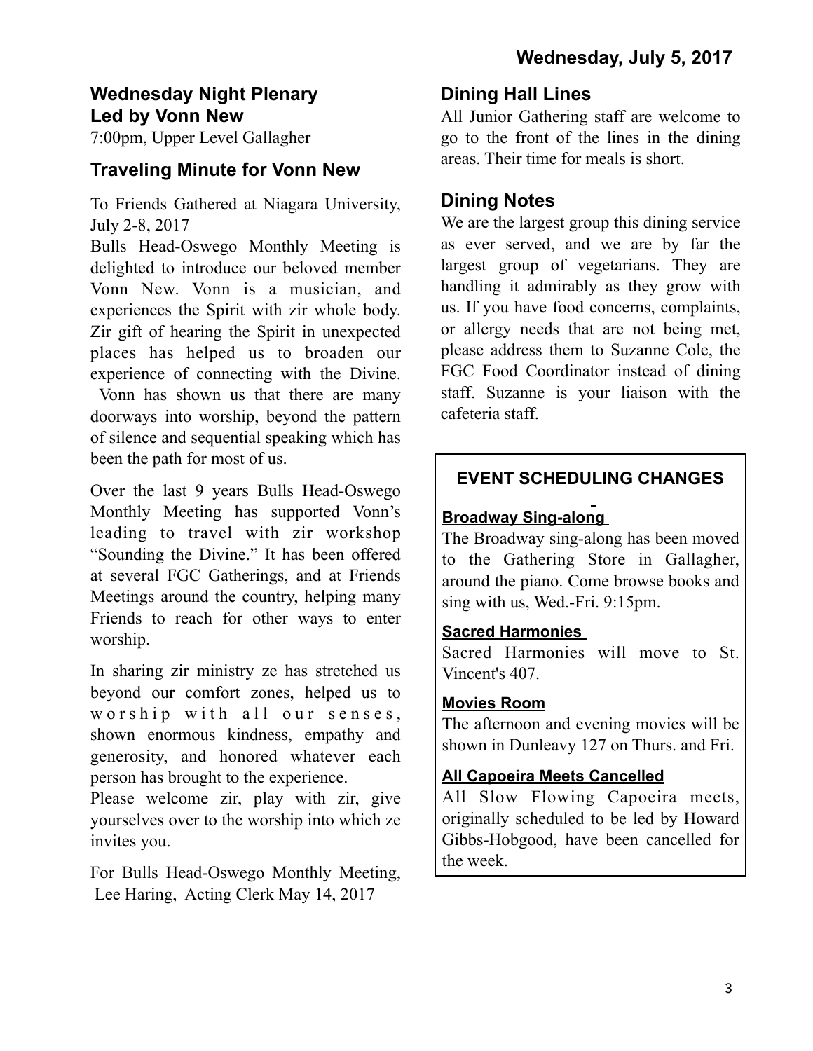**Wednesday, July 5, 2017**

## Wednesday Night Plenary
## Led by Vonn New

7:00pm, Upper Level Gallagher

## Traveling Minute for Vonn New

To Friends Gathered at Niagara University, July 2-8, 2017

Bulls Head-Oswego Monthly Meeting is delighted to introduce our beloved member Vonn New. Vonn is a musician, and experiences the Spirit with zir whole body. Zir gift of hearing the Spirit in unexpected places has helped us to broaden our experience of connecting with the Divine. Vonn has shown us that there are many doorways into worship, beyond the pattern of silence and sequential speaking which has been the path for most of us.

Over the last 9 years Bulls Head-Oswego Monthly Meeting has supported Vonn's leading to travel with zir workshop "Sounding the Divine." It has been offered at several FGC Gatherings, and at Friends Meetings around the country, helping many Friends to reach for other ways to enter worship.

In sharing zir ministry ze has stretched us beyond our comfort zones, helped us to worship with all our senses, shown enormous kindness, empathy and generosity, and honored whatever each person has brought to the experience.

Please welcome zir, play with zir, give yourselves over to the worship into which ze invites you.

For Bulls Head-Oswego Monthly Meeting,
Lee Haring, Acting Clerk May 14, 2017

## Dining Hall Lines

All Junior Gathering staff are welcome to go to the front of the lines in the dining areas. Their time for meals is short.

## Dining Notes

We are the largest group this dining service as ever served, and we are by far the largest group of vegetarians. They are handling it admirably as they grow with us. If you have food concerns, complaints, or allergy needs that are not being met, please address them to Suzanne Cole, the FGC Food Coordinator instead of dining staff. Suzanne is your liaison with the cafeteria staff.

### EVENT SCHEDULING CHANGES

**Broadway Sing-along**

The Broadway sing-along has been moved to the Gathering Store in Gallagher, around the piano. Come browse books and sing with us, Wed.-Fri. 9:15pm.

**Sacred Harmonies**

Sacred Harmonies will move to St. Vincent's 407.

**Movies Room**

The afternoon and evening movies will be shown in Dunleavy 127 on Thurs. and Fri.

**All Capoeira Meets Cancelled**

All Slow Flowing Capoeira meets, originally scheduled to be led by Howard Gibbs-Hobgood, have been cancelled for the week.